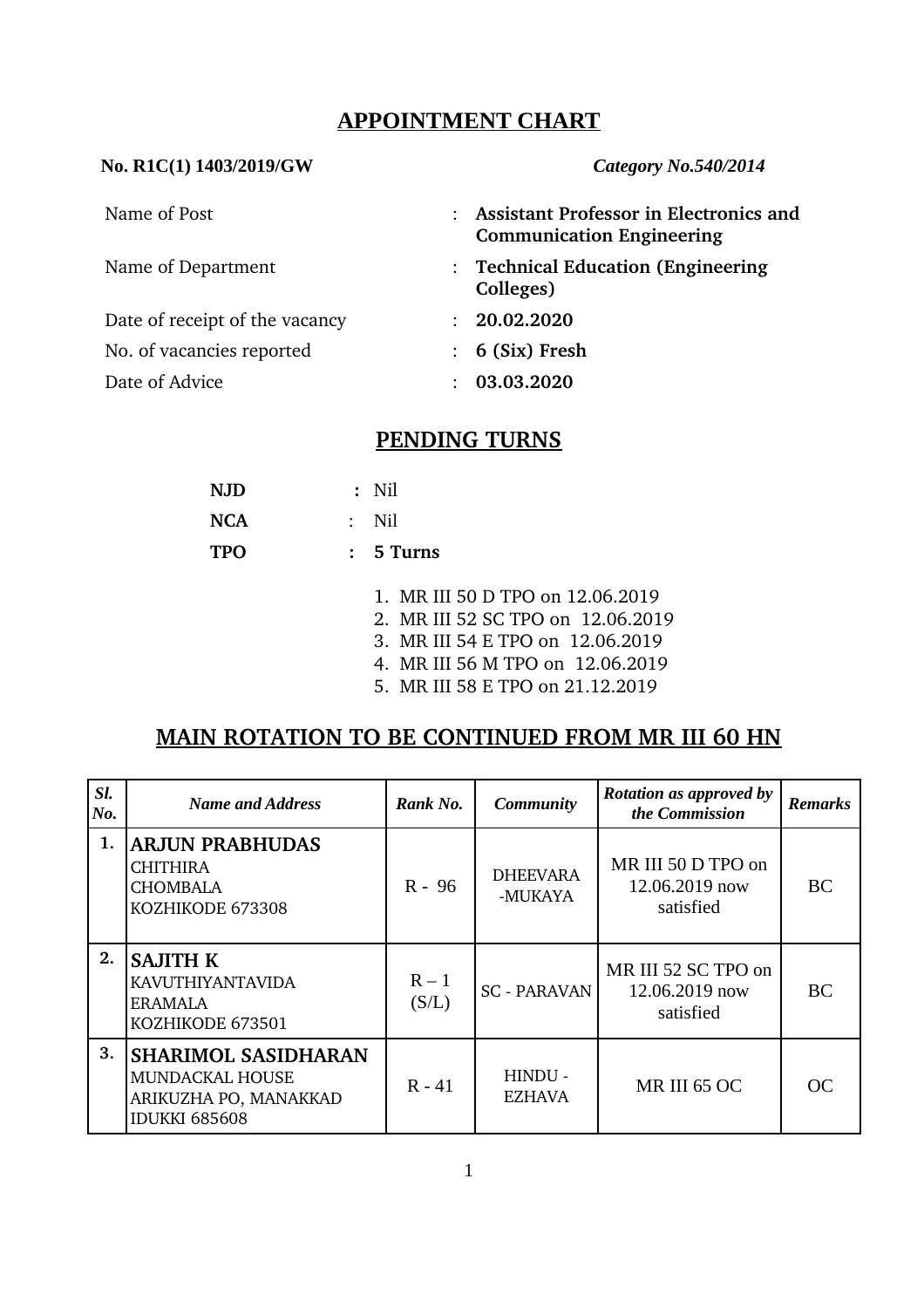# APPOINTMENT CHART

**No. R1C(1) 1403/2019/GW** ***Category No.540/2014***

| | | |
|---|---|---|
| Name of Post | : | **Assistant Professor in Electronics and Communication Engineering** |
| Name of Department | : | **Technical Education (Engineering Colleges)** |
| Date of receipt of the vacancy | : | **20.02.2020** |
| No. of vacancies reported | : | **6 (Six) Fresh** |
| Date of Advice | : | **03.03.2020** |

## PENDING TURNS

**NJD** **:** Nil

**NCA** : Nil

**TPO** **: 5 Turns**

1. MR III 50 D TPO on 12.06.2019
2. MR III 52 SC TPO on 12.06.2019
3. MR III 54 E TPO on 12.06.2019
4. MR III 56 M TPO on 12.06.2019
5. MR III 58 E TPO on 21.12.2019

## MAIN ROTATION TO BE CONTINUED FROM MR III 60 HN

| *Sl. No.* | *Name and Address* | *Rank No.* | *Community* | *Rotation as approved by the Commission* | *Remarks* |
|---|---|---|---|---|---|
| 1. | **ARJUN PRABHUDAS**<br>CHITHIRA<br>CHOMBALA<br>KOZHIKODE 673308 | R - 96 | DHEEVARA -MUKAYA | MR III 50 D TPO on 12.06.2019 now satisfied | BC |
| 2. | **SAJITH K**<br>KAVUTHIYANTAVIDA<br>ERAMALA<br>KOZHIKODE 673501 | R – 1 (S/L) | SC - PARAVAN | MR III 52 SC TPO on 12.06.2019 now satisfied | BC |
| 3. | **SHARIMOL SASIDHARAN**<br>MUNDACKAL HOUSE<br>ARIKUZHA PO, MANAKKAD<br>IDUKKI 685608 | R - 41 | HINDU - EZHAVA | MR III 65 OC | OC |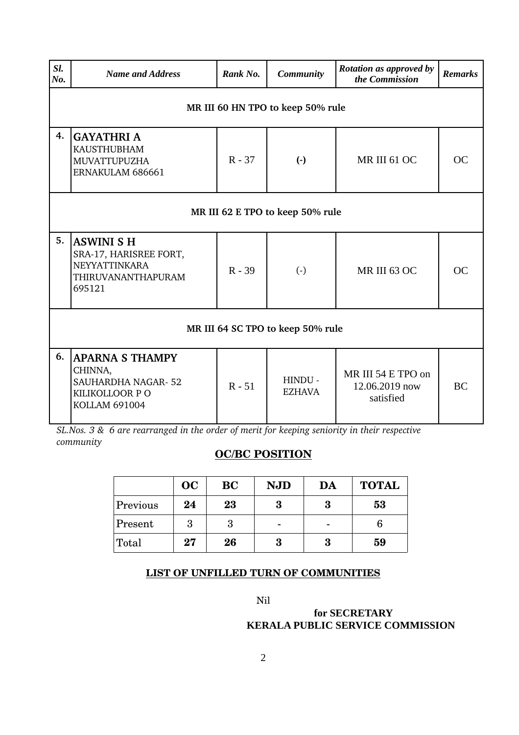| *Sl. No.* | *Name and Address* | *Rank No.* | *Community* | *Rotation as approved by the Commission* | *Remarks* |
|---|---|---|---|---|---|
| **MR III 60 HN TPO to keep 50% rule** | | | | | |
| 4. | **GAYATHRI A** KAUSTHUBHAM MUVATTUPUZHA ERNAKULAM 686661 | R - 37 | **(-)** | MR III 61 OC | OC |
| **MR III 62 E TPO to keep 50% rule** | | | | | |
| 5. | **ASWINI S H** SRA-17, HARISREE FORT, NEYYATTINKARA THIRUVANANTHAPURAM 695121 | R - 39 | (-) | MR III 63 OC | OC |
| **MR III 64 SC TPO to keep 50% rule** | | | | | |
| 6. | **APARNA S THAMPY** CHINNA, SAUHARDHA NAGAR- 52 KILIKOLLOOR P O KOLLAM 691004 | R - 51 | HINDU - EZHAVA | MR III 54 E TPO on 12.06.2019 now satisfied | BC |

*SL.Nos. 3 & 6 are rearranged in the order of merit for keeping seniority in their respective community*

## OC/BC POSITION

| | OC | BC | NJD | DA | TOTAL |
|---|---|---|---|---|---|
| Previous | **24** | **23** | **3** | **3** | **53** |
| Present | 3 | 3 | - | - | 6 |
| Total | **27** | **26** | **3** | **3** | **59** |

## LIST OF UNFILLED TURN OF COMMUNITIES

Nil

**for SECRETARY**
**KERALA PUBLIC SERVICE COMMISSION**